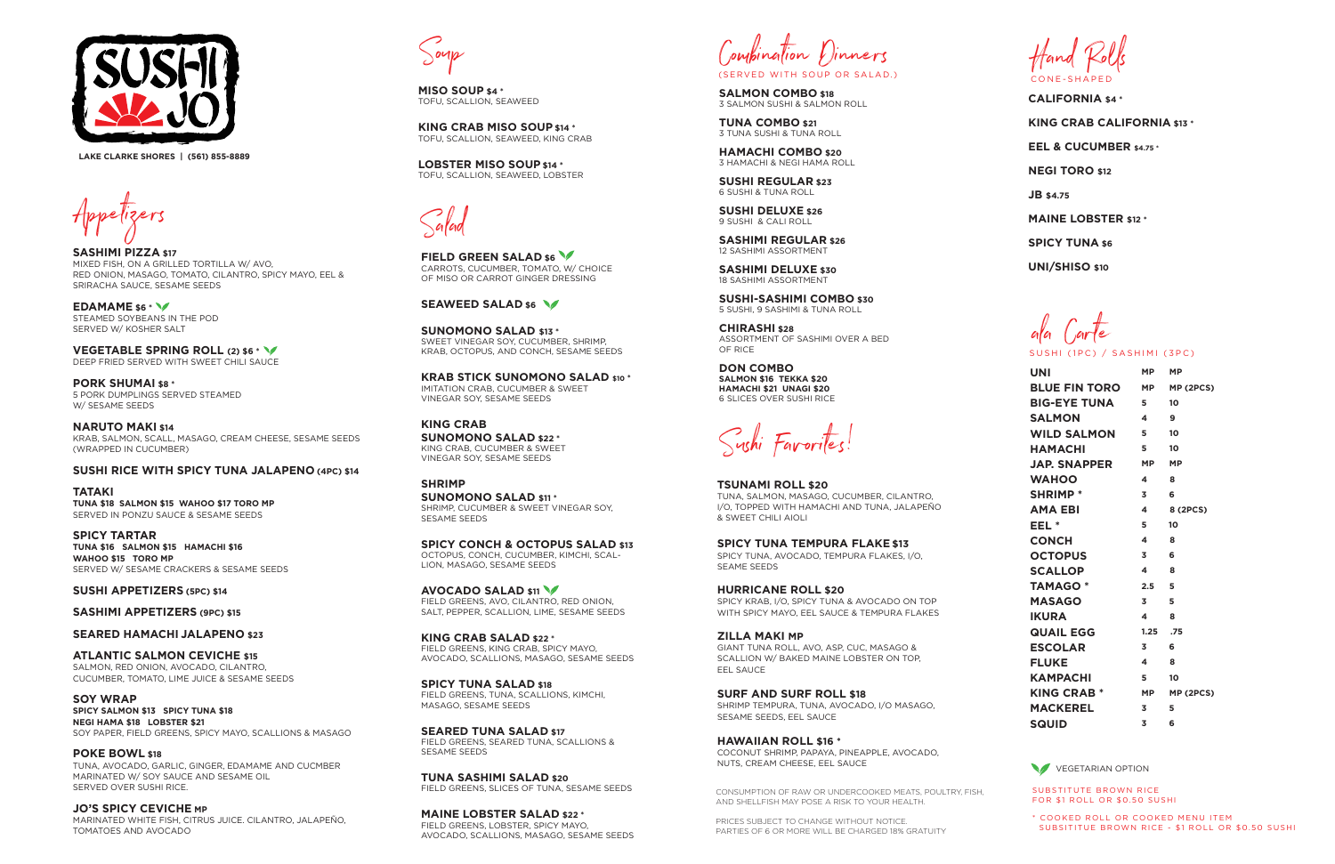# SUSHI JO

**LAKE CLARKE SHORES | (561) 855-8889**

## Appetizers

**SASHIMI PIZZA $17**
MIXED FISH, ON A GRILLED TORTILLA W/ AVO, RED ONION, MASAGO, TOMATO, CILANTRO, SPICY MAYO, EEL & SRIRACHA SAUCE, SESAME SEEDS

**EDAMAME $6 \***
STEAMED SOYBEANS IN THE POD SERVED W/ KOSHER SALT

**VEGETABLE SPRING ROLL (2) $6 \***
DEEP FRIED SERVED WITH SWEET CHILI SAUCE

**PORK SHUMAI $8 \***
5 PORK DUMPLINGS SERVED STEAMED W/ SESAME SEEDS

**NARUTO MAKI $14**
KRAB, SALMON, SCALL, MASAGO, CREAM CHEESE, SESAME SEEDS (WRAPPED IN CUCUMBER)

**SUSHI RICE WITH SPICY TUNA JALAPENO (4PC) $14**

**TATAKI**
**TUNA $18 SALMON $15 WAHOO $17 TORO MP**
SERVED IN PONZU SAUCE & SESAME SEEDS

**SPICY TARTAR**
**TUNA $16 SALMON $15 HAMACHI $16 WAHOO $15 TORO MP**
SERVED W/ SESAME CRACKERS & SESAME SEEDS

**SUSHI APPETIZERS (5PC) $14**

**SASHIMI APPETIZERS (9PC) $15**

**SEARED HAMACHI JALAPENO $23**

**ATLANTIC SALMON CEVICHE $15**
SALMON, RED ONION, AVOCADO, CILANTRO, CUCUMBER, TOMATO, LIME JUICE & SESAME SEEDS

**SOY WRAP**
**SPICY SALMON $13 SPICY TUNA $18 NEGI HAMA $18 LOBSTER $21**
SOY PAPER, FIELD GREENS, SPICY MAYO, SCALLIONS & MASAGO

**POKE BOWL $18**
TUNA, AVOCADO, GARLIC, GINGER, EDAMAME AND CUCMBER MARINATED W/ SOY SAUCE AND SESAME OIL SERVED OVER SUSHI RICE.

**JO'S SPICY CEVICHE MP**
MARINATED WHITE FISH, CITRUS JUICE. CILANTRO, JALAPEÑO, TOMATOES AND AVOCADO

## Soup

**MISO SOUP $4 \***
TOFU, SCALLION, SEAWEED

**KING CRAB MISO SOUP $14 \***
TOFU, SCALLION, SEAWEED, KING CRAB

**LOBSTER MISO SOUP $14 \***
TOFU, SCALLION, SEAWEED, LOBSTER

## Salad

**FIELD GREEN SALAD $6**
CARROTS, CUCUMBER, TOMATO, W/ CHOICE OF MISO OR CARROT GINGER DRESSING

**SEAWEED SALAD $6**

**SUNOMONO SALAD $13 \***
SWEET VINEGAR SOY, CUCUMBER, SHRIMP, KRAB, OCTOPUS, AND CONCH, SESAME SEEDS

**KRAB STICK SUNOMONO SALAD $10 \***
IMITATION CRAB, CUCUMBER & SWEET VINEGAR SOY, SESAME SEEDS

**KING CRAB SUNOMONO SALAD $22 \***
KING CRAB, CUCUMBER & SWEET VINEGAR SOY, SESAME SEEDS

**SHRIMP SUNOMONO SALAD $11 \***
SHRIMP, CUCUMBER & SWEET VINEGAR SOY, SESAME SEEDS

**SPICY CONCH & OCTOPUS SALAD $13**
OCTOPUS, CONCH, CUCUMBER, KIMCHI, SCALLION, MASAGO, SESAME SEEDS

**AVOCADO SALAD $11**
FIELD GREENS, AVO, CILANTRO, RED ONION, SALT, PEPPER, SCALLION, LIME, SESAME SEEDS

**KING CRAB SALAD $22 \***
FIELD GREENS, KING CRAB, SPICY MAYO, AVOCADO, SCALLIONS, MASAGO, SESAME SEEDS

**SPICY TUNA SALAD $18**
FIELD GREENS, TUNA, SCALLIONS, KIMCHI, MASAGO, SESAME SEEDS

**SEARED TUNA SALAD $17**
FIELD GREENS, SEARED TUNA, SCALLIONS & SESAME SEEDS

**TUNA SASHIMI SALAD $20**
FIELD GREENS, SLICES OF TUNA, SESAME SEEDS

**MAINE LOBSTER SALAD $22 \***
FIELD GREENS, LOBSTER, SPICY MAYO, AVOCADO, SCALLIONS, MASAGO, SESAME SEEDS

## Combination Dinners

(SERVED WITH SOUP OR SALAD.)

**SALMON COMBO $18**
3 SALMON SUSHI & SALMON ROLL

**TUNA COMBO $21**
3 TUNA SUSHI & TUNA ROLL

**HAMACHI COMBO $20**
3 HAMACHI & NEGI HAMA ROLL

**SUSHI REGULAR $23**
6 SUSHI & TUNA ROLL

**SUSHI DELUXE $26**
9 SUSHI & CALI ROLL

**SASHIMI REGULAR $26**
12 SASHIMI ASSORTMENT

**SASHIMI DELUXE $30**
18 SASHIMI ASSORTMENT

**SUSHI-SASHIMI COMBO $30**
5 SUSHI, 9 SASHIMI & TUNA ROLL

**CHIRASHI $28**
ASSORTMENT OF SASHIMI OVER A BED OF RICE

**DON COMBO**
**SALMON $16 TEKKA $20 HAMACHI $21 UNAGI $20**
6 SLICES OVER SUSHI RICE

## Sushi Favorites!

**TSUNAMI ROLL $20**
TUNA, SALMON, MASAGO, CUCUMBER, CILANTRO, I/O, TOPPED WITH HAMACHI AND TUNA, JALAPEÑO & SWEET CHILI AIOLI

**SPICY TUNA TEMPURA FLAKE $13**
SPICY TUNA, AVOCADO, TEMPURA FLAKES, I/O, SEAME SEEDS

**HURRICANE ROLL $20**
SPICY KRAB, I/O, SPICY TUNA & AVOCADO ON TOP WITH SPICY MAYO, EEL SAUCE & TEMPURA FLAKES

**ZILLA MAKI MP**
GIANT TUNA ROLL, AVO, ASP, CUC, MASAGO & SCALLION W/ BAKED MAINE LOBSTER ON TOP, EEL SAUCE

**SURF AND SURF ROLL $18**
SHRIMP TEMPURA, TUNA, AVOCADO, I/O MASAGO, SESAME SEEDS, EEL SAUCE

**HAWAIIAN ROLL $16 \***
COCONUT SHRIMP, PAPAYA, PINEAPPLE, AVOCADO, NUTS, CREAM CHEESE, EEL SAUCE

CONSUMPTION OF RAW OR UNDERCOOKED MEATS, POULTRY, FISH, AND SHELLFISH MAY POSE A RISK TO YOUR HEALTH.

PRICES SUBJECT TO CHANGE WITHOUT NOTICE. PARTIES OF 6 OR MORE WILL BE CHARGED 18% GRATUITY

## Hand Rolls

CONE-SHAPED

**CALIFORNIA $4 \***

**KING CRAB CALIFORNIA $13 \***

**EEL & CUCUMBER $4.75 \***

**NEGI TORO $12**

**JB $4.75**

**MAINE LOBSTER $12 \***

**SPICY TUNA $6**

**UNI/SHISO $10**

## ala Carte

SUSHI (1PC) / SASHIMI (3PC)

| Item | Sushi | Sashimi |
| --- | --- | --- |
| UNI | MP | MP |
| BLUE FIN TORO | MP | MP (2PCS) |
| BIG-EYE TUNA | 5 | 10 |
| SALMON | 4 | 9 |
| WILD SALMON | 5 | 10 |
| HAMACHI | 5 | 10 |
| JAP. SNAPPER | MP | MP |
| WAHOO | 4 | 8 |
| SHRIMP * | 3 | 6 |
| AMA EBI | 4 | 8 (2PCS) |
| EEL * | 5 | 10 |
| CONCH | 4 | 8 |
| OCTOPUS | 3 | 6 |
| SCALLOP | 4 | 8 |
| TAMAGO * | 2.5 | 5 |
| MASAGO | 3 | 5 |
| IKURA | 4 | 8 |
| QUAIL EGG | 1.25 | .75 |
| ESCOLAR | 3 | 6 |
| FLUKE | 4 | 8 |
| KAMPACHI | 5 | 10 |
| KING CRAB * | MP | MP (2PCS) |
| MACKEREL | 3 | 5 |
| SQUID | 3 | 6 |

VEGETARIAN OPTION

SUBSTITUTE BROWN RICE FOR $1 ROLL OR $0.50 SUSHI

\* COOKED ROLL OR COOKED MENU ITEM SUBSITITUE BROWN RICE - $1 ROLL OR $0.50 SUSHI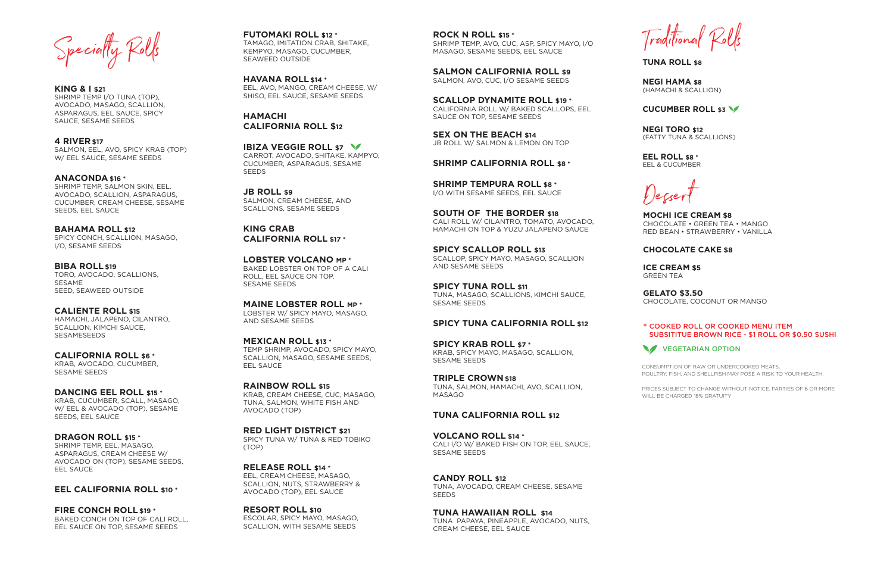# Specialty Rolls

**KING & I $21**
SHRIMP TEMP I/O TUNA (TOP), AVOCADO, MASAGO, SCALLION, ASPARAGUS, EEL SAUCE, SPICY SAUCE, SESAME SEEDS

**4 RIVER $17**
SALMON, EEL, AVO, SPICY KRAB (TOP) W/ EEL SAUCE, SESAME SEEDS

**ANACONDA $16 ***
SHRIMP TEMP, SALMON SKIN, EEL, AVOCADO, SCALLION, ASPARAGUS, CUCUMBER, CREAM CHEESE, SESAME SEEDS, EEL SAUCE

**BAHAMA ROLL $12**
SPICY CONCH, SCALLION, MASAGO, I/O, SESAME SEEDS

**BIBA ROLL $19**
TORO, AVOCADO, SCALLIONS, SESAME SEED, SEAWEED OUTSIDE

**CALIENTE ROLL $15**
HAMACHI, JALAPENO, CILANTRO, SCALLION, KIMCHI SAUCE, SESAMESEEDS

**CALIFORNIA ROLL $6 ***
KRAB, AVOCADO, CUCUMBER, SESAME SEEDS

**DANCING EEL ROLL $15 ***
KRAB, CUCUMBER, SCALL, MASAGO, W/ EEL & AVOCADO (TOP), SESAME SEEDS, EEL SAUCE

**DRAGON ROLL $15 ***
SHRIMP TEMP, EEL, MASAGO, ASPARAGUS, CREAM CHEESE W/ AVOCADO ON (TOP), SESAME SEEDS, EEL SAUCE

**EEL CALIFORNIA ROLL $10 ***

**FIRE CONCH ROLL $19 ***
BAKED CONCH ON TOP OF CALI ROLL, EEL SAUCE ON TOP, SESAME SEEDS

**FUTOMAKI ROLL $12 ***
TAMAGO, IMITATION CRAB, SHITAKE, KEMPYO, MASAGO, CUCUMBER, SEAWEED OUTSIDE

**HAVANA ROLL $14 ***
EEL, AVO, MANGO, CREAM CHEESE, W/ SHISO, EEL SAUCE, SESAME SEEDS

**HAMACHI CALIFORNIA ROLL $12**

**IBIZA VEGGIE ROLL $7** (vegetarian)
CARROT, AVOCADO, SHITAKE, KAMPYO, CUCUMBER, ASPARAGUS, SESAME SEEDS

**JB ROLL $9**
SALMON, CREAM CHEESE, AND SCALLIONS, SESAME SEEDS

**KING CRAB CALIFORNIA ROLL $17 ***

**LOBSTER VOLCANO MP ***
BAKED LOBSTER ON TOP OF A CALI ROLL, EEL SAUCE ON TOP, SESAME SEEDS

**MAINE LOBSTER ROLL MP ***
LOBSTER W/ SPICY MAYO, MASAGO, AND SESAME SEEDS

**MEXICAN ROLL $13 ***
TEMP SHRIMP, AVOCADO, SPICY MAYO, SCALLION, MASAGO, SESAME SEEDS, EEL SAUCE

**RAINBOW ROLL $15**
KRAB, CREAM CHEESE, CUC, MASAGO, TUNA, SALMON, WHITE FISH AND AVOCADO (TOP)

**RED LIGHT DISTRICT $21**
SPICY TUNA W/ TUNA & RED TOBIKO (TOP)

**RELEASE ROLL $14 ***
EEL, CREAM CHEESE, MASAGO, SCALLION, NUTS, STRAWBERRY & AVOCADO (TOP), EEL SAUCE

**RESORT ROLL $10**
ESCOLAR, SPICY MAYO, MASAGO, SCALLION, WITH SESAME SEEDS

**ROCK N ROLL $15 ***
SHRIMP TEMP, AVO, CUC, ASP, SPICY MAYO, I/O MASAGO, SESAME SEEDS, EEL SAUCE

**SALMON CALIFORNIA ROLL $9**
SALMON, AVO, CUC, I/O SESAME SEEDS

**SCALLOP DYNAMITE ROLL $19 ***
CALIFORNIA ROLL W/ BAKED SCALLOPS, EEL SAUCE ON TOP, SESAME SEEDS

**SEX ON THE BEACH $14**
JB ROLL W/ SALMON & LEMON ON TOP

**SHRIMP CALIFORNIA ROLL $8 ***

**SHRIMP TEMPURA ROLL $8 ***
I/O WITH SESAME SEEDS, EEL SAUCE

**SOUTH OF THE BORDER $18**
CALI ROLL W/ CILANTRO, TOMATO, AVOCADO, HAMACHI ON TOP & YUZU JALAPENO SAUCE

**SPICY SCALLOP ROLL $13**
SCALLOP, SPICY MAYO, MASAGO, SCALLION AND SESAME SEEDS

**SPICY TUNA ROLL $11**
TUNA, MASAGO, SCALLIONS, KIMCHI SAUCE, SESAME SEEDS

**SPICY TUNA CALIFORNIA ROLL $12**

**SPICY KRAB ROLL $7 ***
KRAB, SPICY MAYO, MASAGO, SCALLION, SESAME SEEDS

**TRIPLE CROWN $18**
TUNA, SALMON, HAMACHI, AVO, SCALLION, MASAGO

**TUNA CALIFORNIA ROLL $12**

**VOLCANO ROLL $14 ***
CALI I/O W/ BAKED FISH ON TOP, EEL SAUCE, SESAME SEEDS

**CANDY ROLL $12**
TUNA, AVOCADO, CREAM CHEESE, SESAME SEEDS

**TUNA HAWAIIAN ROLL $14**
TUNA PAPAYA, PINEAPPLE, AVOCADO, NUTS, CREAM CHEESE, EEL SAUCE

# Traditional Rolls

**TUNA ROLL $8**

**NEGI HAMA $8**
(HAMACHI & SCALLION)

**CUCUMBER ROLL $3** (vegetarian)

**NEGI TORO $12**
(FATTY TUNA & SCALLIONS)

**EEL ROLL $8 ***
EEL & CUCUMBER

# Dessert

**MOCHI ICE CREAM $8**
CHOCOLATE • GREEN TEA • MANGO
RED BEAN • STRAWBERRY • VANILLA

**CHOCOLATE CAKE $8**

**ICE CREAM $5**
GREEN TEA

**GELATO $3.50**
CHOCOLATE, COCONUT OR MANGO

* COOKED ROLL OR COOKED MENU ITEM
SUBSITITUE BROWN RICE - $1 ROLL OR $0.50 SUSHI

VEGETARIAN OPTION

CONSUMPTION OF RAW OR UNDERCOOKED MEATS, POULTRY, FISH, AND SHELLFISH MAY POSE A RISK TO YOUR HEALTH.

PRICES SUBJECT TO CHANGE WITHOUT NOTICE. PARTIES OF 6 OR MORE WILL BE CHARGED 18% GRATUITY